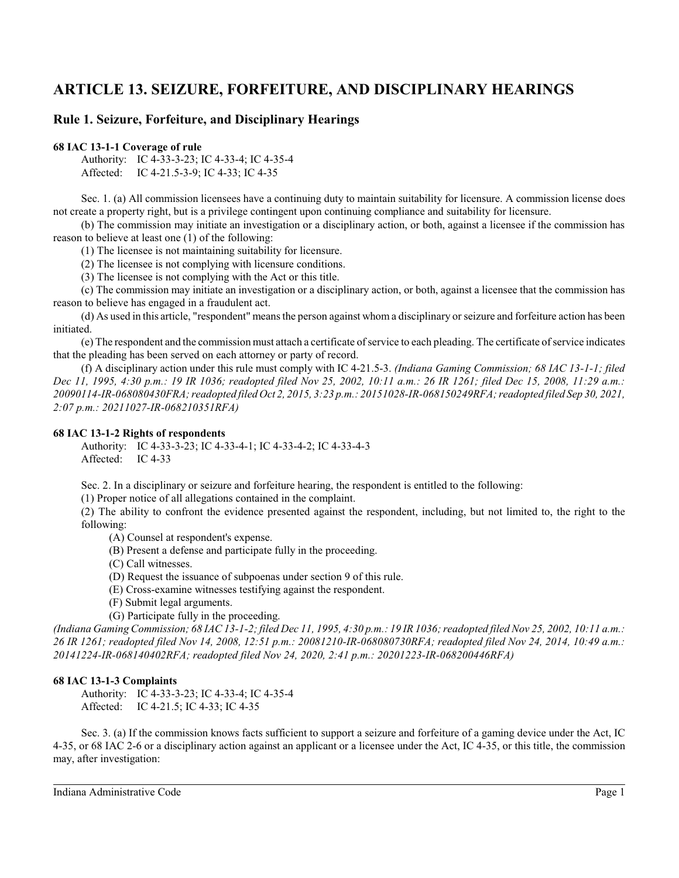# ARTICLE 13. SEIZURE, FORFEITURE, AND DISCIPLINARY HEARINGS

## Rule 1. Seizure, Forfeiture, and Disciplinary Hearings

**68 IAC 13-1-1 Coverage of rule**

Authority: IC 4-33-3-23; IC 4-33-4; IC 4-35-4
Affected: IC 4-21.5-3-9; IC 4-33; IC 4-35

Sec. 1. (a) All commission licensees have a continuing duty to maintain suitability for licensure. A commission license does not create a property right, but is a privilege contingent upon continuing compliance and suitability for licensure.

(b) The commission may initiate an investigation or a disciplinary action, or both, against a licensee if the commission has reason to believe at least one (1) of the following:

(1) The licensee is not maintaining suitability for licensure.
(2) The licensee is not complying with licensure conditions.
(3) The licensee is not complying with the Act or this title.

(c) The commission may initiate an investigation or a disciplinary action, or both, against a licensee that the commission has reason to believe has engaged in a fraudulent act.

(d) As used in this article, "respondent" means the person against whom a disciplinary or seizure and forfeiture action has been initiated.

(e) The respondent and the commission must attach a certificate of service to each pleading. The certificate of service indicates that the pleading has been served on each attorney or party of record.

(f) A disciplinary action under this rule must comply with IC 4-21.5-3. *(Indiana Gaming Commission; 68 IAC 13-1-1; filed Dec 11, 1995, 4:30 p.m.: 19 IR 1036; readopted filed Nov 25, 2002, 10:11 a.m.: 26 IR 1261; filed Dec 15, 2008, 11:29 a.m.: 20090114-IR-068080430FRA; readopted filed Oct 2, 2015, 3:23 p.m.: 20151028-IR-068150249RFA; readopted filed Sep 30, 2021, 2:07 p.m.: 20211027-IR-068210351RFA)*

**68 IAC 13-1-2 Rights of respondents**

Authority: IC 4-33-3-23; IC 4-33-4-1; IC 4-33-4-2; IC 4-33-4-3
Affected: IC 4-33

Sec. 2. In a disciplinary or seizure and forfeiture hearing, the respondent is entitled to the following:

(1) Proper notice of all allegations contained in the complaint.
(2) The ability to confront the evidence presented against the respondent, including, but not limited to, the right to the following:
  (A) Counsel at respondent's expense.
  (B) Present a defense and participate fully in the proceeding.
  (C) Call witnesses.
  (D) Request the issuance of subpoenas under section 9 of this rule.
  (E) Cross-examine witnesses testifying against the respondent.
  (F) Submit legal arguments.
  (G) Participate fully in the proceeding.

*(Indiana Gaming Commission; 68 IAC 13-1-2; filed Dec 11, 1995, 4:30 p.m.: 19 IR 1036; readopted filed Nov 25, 2002, 10:11 a.m.: 26 IR 1261; readopted filed Nov 14, 2008, 12:51 p.m.: 20081210-IR-068080730RFA; readopted filed Nov 24, 2014, 10:49 a.m.: 20141224-IR-068140402RFA; readopted filed Nov 24, 2020, 2:41 p.m.: 20201223-IR-068200446RFA)*

**68 IAC 13-1-3 Complaints**

Authority: IC 4-33-3-23; IC 4-33-4; IC 4-35-4
Affected: IC 4-21.5; IC 4-33; IC 4-35

Sec. 3. (a) If the commission knows facts sufficient to support a seizure and forfeiture of a gaming device under the Act, IC 4-35, or 68 IAC 2-6 or a disciplinary action against an applicant or a licensee under the Act, IC 4-35, or this title, the commission may, after investigation: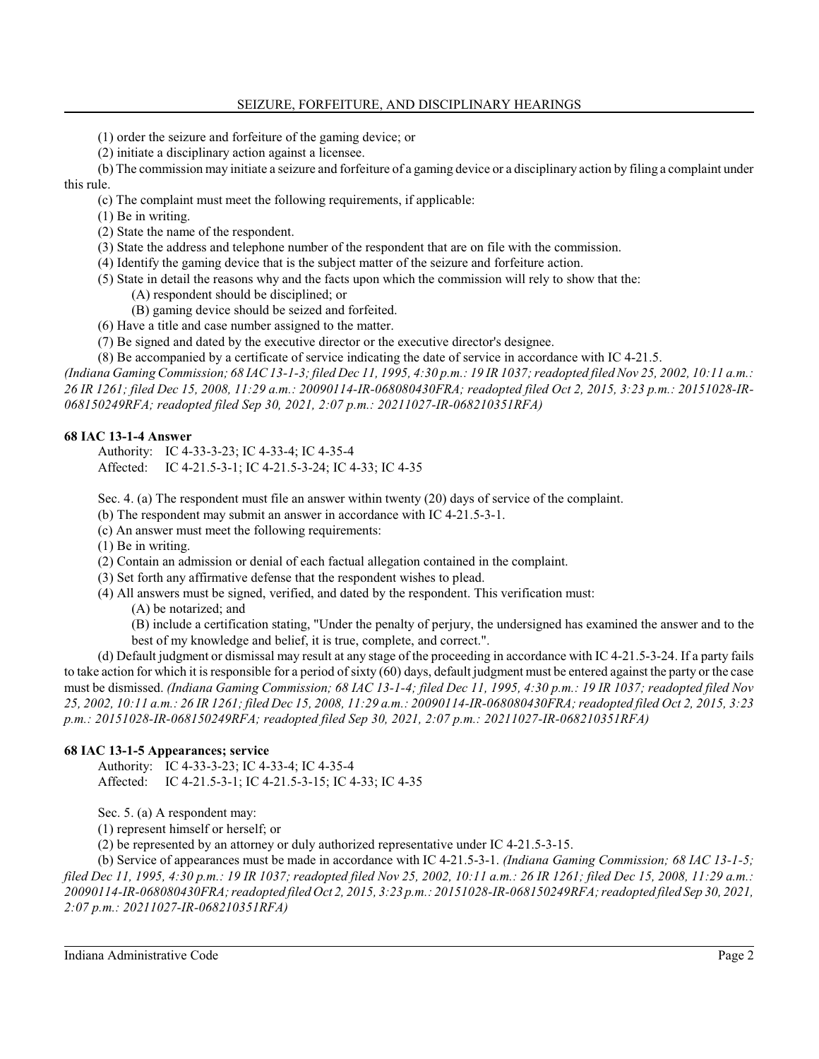(1) order the seizure and forfeiture of the gaming device; or

(2) initiate a disciplinary action against a licensee.

(b) The commission may initiate a seizure and forfeiture of a gaming device or a disciplinary action by filing a complaint under this rule.

(c) The complaint must meet the following requirements, if applicable:

(1) Be in writing.

(2) State the name of the respondent.

(3) State the address and telephone number of the respondent that are on file with the commission.

(4) Identify the gaming device that is the subject matter of the seizure and forfeiture action.

(5) State in detail the reasons why and the facts upon which the commission will rely to show that the:

(A) respondent should be disciplined; or

(B) gaming device should be seized and forfeited.

(6) Have a title and case number assigned to the matter.

(7) Be signed and dated by the executive director or the executive director's designee.

(8) Be accompanied by a certificate of service indicating the date of service in accordance with IC 4-21.5.

*(Indiana Gaming Commission; 68 IAC 13-1-3; filed Dec 11, 1995, 4:30 p.m.: 19 IR 1037; readopted filed Nov 25, 2002, 10:11 a.m.: 26 IR 1261; filed Dec 15, 2008, 11:29 a.m.: 20090114-IR-068080430FRA; readopted filed Oct 2, 2015, 3:23 p.m.: 20151028-IR-068150249RFA; readopted filed Sep 30, 2021, 2:07 p.m.: 20211027-IR-068210351RFA)*

### 68 IAC 13-1-4 Answer

Authority: IC 4-33-3-23; IC 4-33-4; IC 4-35-4
Affected: IC 4-21.5-3-1; IC 4-21.5-3-24; IC 4-33; IC 4-35

Sec. 4. (a) The respondent must file an answer within twenty (20) days of service of the complaint.

(b) The respondent may submit an answer in accordance with IC 4-21.5-3-1.

(c) An answer must meet the following requirements:

(1) Be in writing.

(2) Contain an admission or denial of each factual allegation contained in the complaint.

(3) Set forth any affirmative defense that the respondent wishes to plead.

(4) All answers must be signed, verified, and dated by the respondent. This verification must:

(A) be notarized; and

(B) include a certification stating, "Under the penalty of perjury, the undersigned has examined the answer and to the best of my knowledge and belief, it is true, complete, and correct.".

(d) Default judgment or dismissal may result at any stage of the proceeding in accordance with IC 4-21.5-3-24. If a party fails to take action for which it is responsible for a period of sixty (60) days, default judgment must be entered against the party or the case must be dismissed. *(Indiana Gaming Commission; 68 IAC 13-1-4; filed Dec 11, 1995, 4:30 p.m.: 19 IR 1037; readopted filed Nov 25, 2002, 10:11 a.m.: 26 IR 1261; filed Dec 15, 2008, 11:29 a.m.: 20090114-IR-068080430FRA; readopted filed Oct 2, 2015, 3:23 p.m.: 20151028-IR-068150249RFA; readopted filed Sep 30, 2021, 2:07 p.m.: 20211027-IR-068210351RFA)*

### 68 IAC 13-1-5 Appearances; service

Authority: IC 4-33-3-23; IC 4-33-4; IC 4-35-4
Affected: IC 4-21.5-3-1; IC 4-21.5-3-15; IC 4-33; IC 4-35

Sec. 5. (a) A respondent may:

(1) represent himself or herself; or

(2) be represented by an attorney or duly authorized representative under IC 4-21.5-3-15.

(b) Service of appearances must be made in accordance with IC 4-21.5-3-1. *(Indiana Gaming Commission; 68 IAC 13-1-5; filed Dec 11, 1995, 4:30 p.m.: 19 IR 1037; readopted filed Nov 25, 2002, 10:11 a.m.: 26 IR 1261; filed Dec 15, 2008, 11:29 a.m.: 20090114-IR-068080430FRA; readopted filed Oct 2, 2015, 3:23 p.m.: 20151028-IR-068150249RFA; readopted filed Sep 30, 2021, 2:07 p.m.: 20211027-IR-068210351RFA)*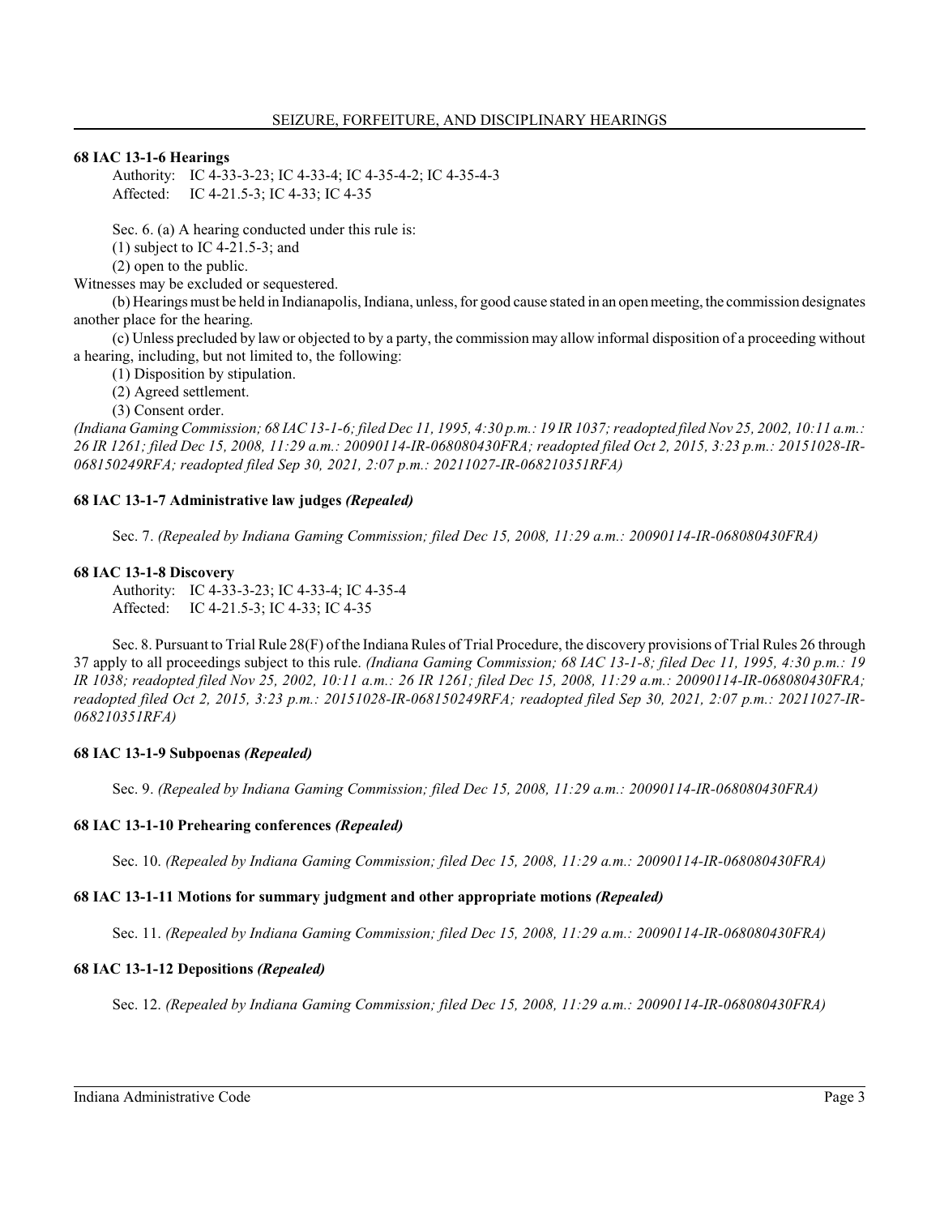### 68 IAC 13-1-6 Hearings

Authority: IC 4-33-3-23; IC 4-33-4; IC 4-35-4-2; IC 4-35-4-3
Affected: IC 4-21.5-3; IC 4-33; IC 4-35

Sec. 6. (a) A hearing conducted under this rule is:

(1) subject to IC 4-21.5-3; and

(2) open to the public.

Witnesses may be excluded or sequestered.

(b) Hearings must be held in Indianapolis, Indiana, unless, for good cause stated in an open meeting, the commission designates another place for the hearing.

(c) Unless precluded by law or objected to by a party, the commission may allow informal disposition of a proceeding without a hearing, including, but not limited to, the following:

(1) Disposition by stipulation.

(2) Agreed settlement.

(3) Consent order.

*(Indiana Gaming Commission; 68 IAC 13-1-6; filed Dec 11, 1995, 4:30 p.m.: 19 IR 1037; readopted filed Nov 25, 2002, 10:11 a.m.: 26 IR 1261; filed Dec 15, 2008, 11:29 a.m.: 20090114-IR-068080430FRA; readopted filed Oct 2, 2015, 3:23 p.m.: 20151028-IR-068150249RFA; readopted filed Sep 30, 2021, 2:07 p.m.: 20211027-IR-068210351RFA)*

### 68 IAC 13-1-7 Administrative law judges *(Repealed)*

Sec. 7. *(Repealed by Indiana Gaming Commission; filed Dec 15, 2008, 11:29 a.m.: 20090114-IR-068080430FRA)*

### 68 IAC 13-1-8 Discovery

Authority: IC 4-33-3-23; IC 4-33-4; IC 4-35-4
Affected: IC 4-21.5-3; IC 4-33; IC 4-35

Sec. 8. Pursuant to Trial Rule 28(F) of the Indiana Rules of Trial Procedure, the discovery provisions of Trial Rules 26 through 37 apply to all proceedings subject to this rule. *(Indiana Gaming Commission; 68 IAC 13-1-8; filed Dec 11, 1995, 4:30 p.m.: 19 IR 1038; readopted filed Nov 25, 2002, 10:11 a.m.: 26 IR 1261; filed Dec 15, 2008, 11:29 a.m.: 20090114-IR-068080430FRA; readopted filed Oct 2, 2015, 3:23 p.m.: 20151028-IR-068150249RFA; readopted filed Sep 30, 2021, 2:07 p.m.: 20211027-IR-068210351RFA)*

### 68 IAC 13-1-9 Subpoenas *(Repealed)*

Sec. 9. *(Repealed by Indiana Gaming Commission; filed Dec 15, 2008, 11:29 a.m.: 20090114-IR-068080430FRA)*

### 68 IAC 13-1-10 Prehearing conferences *(Repealed)*

Sec. 10. *(Repealed by Indiana Gaming Commission; filed Dec 15, 2008, 11:29 a.m.: 20090114-IR-068080430FRA)*

### 68 IAC 13-1-11 Motions for summary judgment and other appropriate motions *(Repealed)*

Sec. 11. *(Repealed by Indiana Gaming Commission; filed Dec 15, 2008, 11:29 a.m.: 20090114-IR-068080430FRA)*

### 68 IAC 13-1-12 Depositions *(Repealed)*

Sec. 12. *(Repealed by Indiana Gaming Commission; filed Dec 15, 2008, 11:29 a.m.: 20090114-IR-068080430FRA)*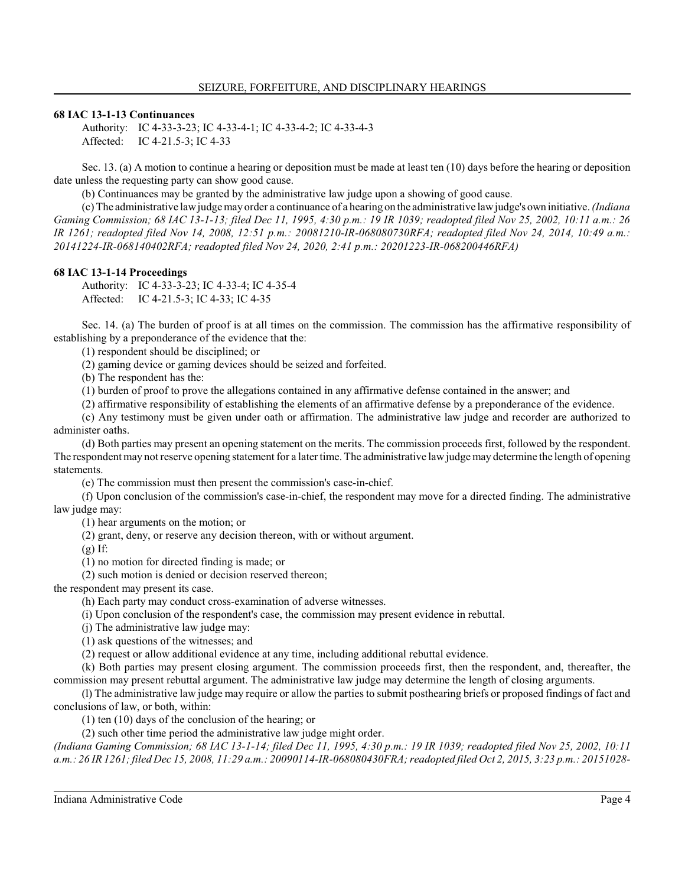#### 68 IAC 13-1-13 Continuances

Authority: IC 4-33-3-23; IC 4-33-4-1; IC 4-33-4-2; IC 4-33-4-3
Affected: IC 4-21.5-3; IC 4-33

Sec. 13. (a) A motion to continue a hearing or deposition must be made at least ten (10) days before the hearing or deposition date unless the requesting party can show good cause.

(b) Continuances may be granted by the administrative law judge upon a showing of good cause.

(c) The administrative law judge may order a continuance of a hearing on the administrative law judge's own initiative. *(Indiana Gaming Commission; 68 IAC 13-1-13; filed Dec 11, 1995, 4:30 p.m.: 19 IR 1039; readopted filed Nov 25, 2002, 10:11 a.m.: 26 IR 1261; readopted filed Nov 14, 2008, 12:51 p.m.: 20081210-IR-068080730RFA; readopted filed Nov 24, 2014, 10:49 a.m.: 20141224-IR-068140402RFA; readopted filed Nov 24, 2020, 2:41 p.m.: 20201223-IR-068200446RFA)*

#### 68 IAC 13-1-14 Proceedings

Authority: IC 4-33-3-23; IC 4-33-4; IC 4-35-4
Affected: IC 4-21.5-3; IC 4-33; IC 4-35

Sec. 14. (a) The burden of proof is at all times on the commission. The commission has the affirmative responsibility of establishing by a preponderance of the evidence that the:

(1) respondent should be disciplined; or

(2) gaming device or gaming devices should be seized and forfeited.

(b) The respondent has the:

(1) burden of proof to prove the allegations contained in any affirmative defense contained in the answer; and

(2) affirmative responsibility of establishing the elements of an affirmative defense by a preponderance of the evidence.

(c) Any testimony must be given under oath or affirmation. The administrative law judge and recorder are authorized to administer oaths.

(d) Both parties may present an opening statement on the merits. The commission proceeds first, followed by the respondent. The respondent may not reserve opening statement for a later time. The administrative law judge may determine the length of opening statements.

(e) The commission must then present the commission's case-in-chief.

(f) Upon conclusion of the commission's case-in-chief, the respondent may move for a directed finding. The administrative law judge may:

(1) hear arguments on the motion; or

(2) grant, deny, or reserve any decision thereon, with or without argument.

(g) If:

(1) no motion for directed finding is made; or

(2) such motion is denied or decision reserved thereon;

the respondent may present its case.

(h) Each party may conduct cross-examination of adverse witnesses.

(i) Upon conclusion of the respondent's case, the commission may present evidence in rebuttal.

(j) The administrative law judge may:

(1) ask questions of the witnesses; and

(2) request or allow additional evidence at any time, including additional rebuttal evidence.

(k) Both parties may present closing argument. The commission proceeds first, then the respondent, and, thereafter, the commission may present rebuttal argument. The administrative law judge may determine the length of closing arguments.

(l) The administrative law judge may require or allow the parties to submit posthearing briefs or proposed findings of fact and conclusions of law, or both, within:

(1) ten (10) days of the conclusion of the hearing; or

(2) such other time period the administrative law judge might order.

*(Indiana Gaming Commission; 68 IAC 13-1-14; filed Dec 11, 1995, 4:30 p.m.: 19 IR 1039; readopted filed Nov 25, 2002, 10:11 a.m.: 26 IR 1261; filed Dec 15, 2008, 11:29 a.m.: 20090114-IR-068080430FRA; readopted filed Oct 2, 2015, 3:23 p.m.: 20151028-*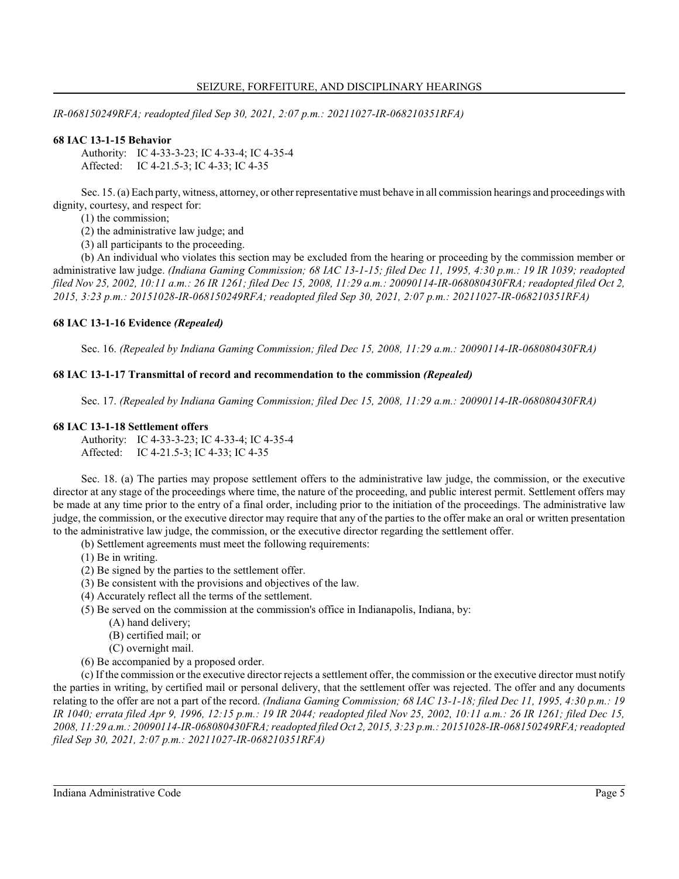*IR-068150249RFA; readopted filed Sep 30, 2021, 2:07 p.m.: 20211027-IR-068210351RFA)*

**68 IAC 13-1-15 Behavior**

Authority: IC 4-33-3-23; IC 4-33-4; IC 4-35-4
Affected: IC 4-21.5-3; IC 4-33; IC 4-35

Sec. 15. (a) Each party, witness, attorney, or other representative must behave in all commission hearings and proceedings with dignity, courtesy, and respect for:

(1) the commission;
(2) the administrative law judge; and
(3) all participants to the proceeding.

(b) An individual who violates this section may be excluded from the hearing or proceeding by the commission member or administrative law judge. *(Indiana Gaming Commission; 68 IAC 13-1-15; filed Dec 11, 1995, 4:30 p.m.: 19 IR 1039; readopted filed Nov 25, 2002, 10:11 a.m.: 26 IR 1261; filed Dec 15, 2008, 11:29 a.m.: 20090114-IR-068080430FRA; readopted filed Oct 2, 2015, 3:23 p.m.: 20151028-IR-068150249RFA; readopted filed Sep 30, 2021, 2:07 p.m.: 20211027-IR-068210351RFA)*

**68 IAC 13-1-16 Evidence *(Repealed)***

Sec. 16. *(Repealed by Indiana Gaming Commission; filed Dec 15, 2008, 11:29 a.m.: 20090114-IR-068080430FRA)*

**68 IAC 13-1-17 Transmittal of record and recommendation to the commission *(Repealed)***

Sec. 17. *(Repealed by Indiana Gaming Commission; filed Dec 15, 2008, 11:29 a.m.: 20090114-IR-068080430FRA)*

**68 IAC 13-1-18 Settlement offers**

Authority: IC 4-33-3-23; IC 4-33-4; IC 4-35-4
Affected: IC 4-21.5-3; IC 4-33; IC 4-35

Sec. 18. (a) The parties may propose settlement offers to the administrative law judge, the commission, or the executive director at any stage of the proceedings where time, the nature of the proceeding, and public interest permit. Settlement offers may be made at any time prior to the entry of a final order, including prior to the initiation of the proceedings. The administrative law judge, the commission, or the executive director may require that any of the parties to the offer make an oral or written presentation to the administrative law judge, the commission, or the executive director regarding the settlement offer.

(b) Settlement agreements must meet the following requirements:

(1) Be in writing.
(2) Be signed by the parties to the settlement offer.
(3) Be consistent with the provisions and objectives of the law.
(4) Accurately reflect all the terms of the settlement.
(5) Be served on the commission at the commission's office in Indianapolis, Indiana, by:
    (A) hand delivery;
    (B) certified mail; or
    (C) overnight mail.
(6) Be accompanied by a proposed order.

(c) If the commission or the executive director rejects a settlement offer, the commission or the executive director must notify the parties in writing, by certified mail or personal delivery, that the settlement offer was rejected. The offer and any documents relating to the offer are not a part of the record. *(Indiana Gaming Commission; 68 IAC 13-1-18; filed Dec 11, 1995, 4:30 p.m.: 19 IR 1040; errata filed Apr 9, 1996, 12:15 p.m.: 19 IR 2044; readopted filed Nov 25, 2002, 10:11 a.m.: 26 IR 1261; filed Dec 15, 2008, 11:29 a.m.: 20090114-IR-068080430FRA; readopted filed Oct 2, 2015, 3:23 p.m.: 20151028-IR-068150249RFA; readopted filed Sep 30, 2021, 2:07 p.m.: 20211027-IR-068210351RFA)*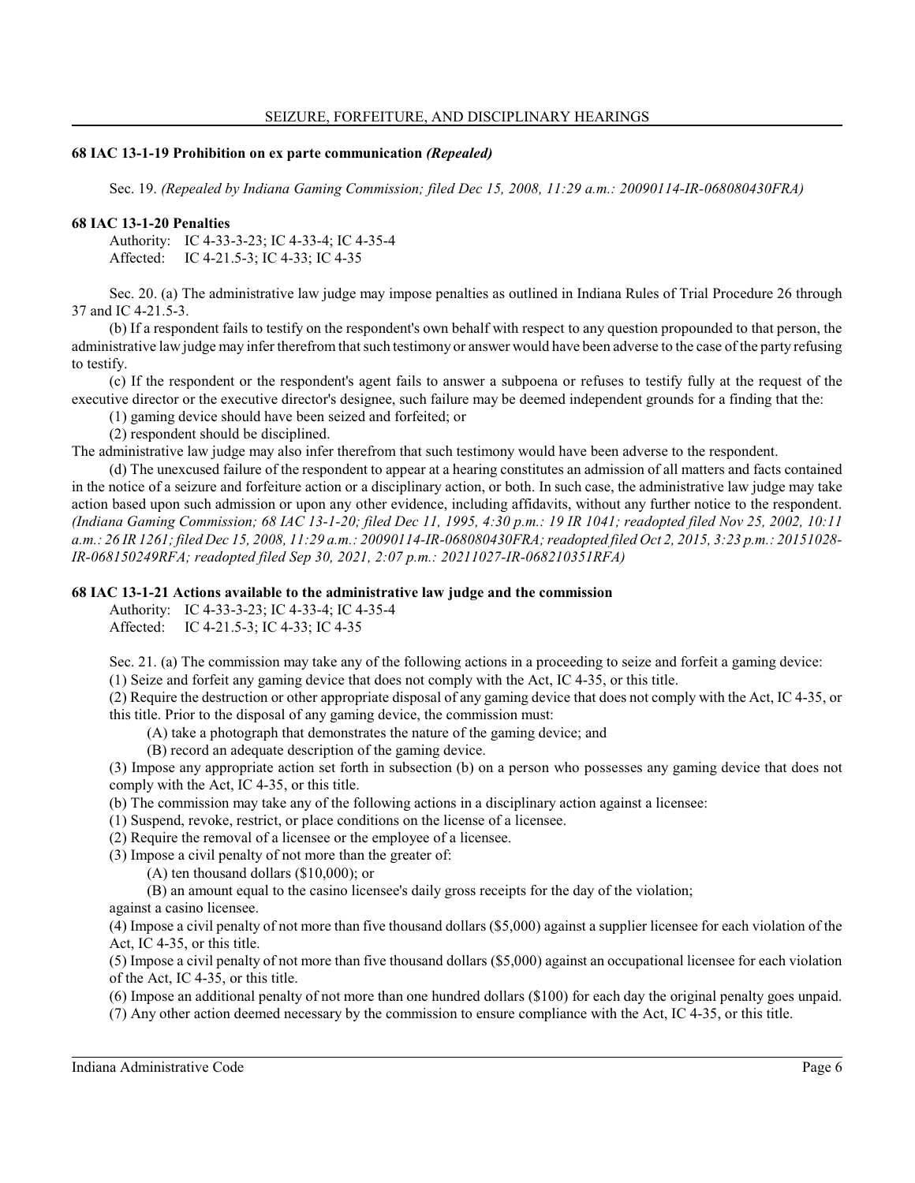### 68 IAC 13-1-19 Prohibition on ex parte communication *(Repealed)*

Sec. 19. *(Repealed by Indiana Gaming Commission; filed Dec 15, 2008, 11:29 a.m.: 20090114-IR-068080430FRA)*

### 68 IAC 13-1-20 Penalties

Authority: IC 4-33-3-23; IC 4-33-4; IC 4-35-4
Affected: IC 4-21.5-3; IC 4-33; IC 4-35

Sec. 20. (a) The administrative law judge may impose penalties as outlined in Indiana Rules of Trial Procedure 26 through 37 and IC 4-21.5-3.

(b) If a respondent fails to testify on the respondent's own behalf with respect to any question propounded to that person, the administrative law judge may infer therefrom that such testimony or answer would have been adverse to the case of the party refusing to testify.

(c) If the respondent or the respondent's agent fails to answer a subpoena or refuses to testify fully at the request of the executive director or the executive director's designee, such failure may be deemed independent grounds for a finding that the:

(1) gaming device should have been seized and forfeited; or

(2) respondent should be disciplined.

The administrative law judge may also infer therefrom that such testimony would have been adverse to the respondent.

(d) The unexcused failure of the respondent to appear at a hearing constitutes an admission of all matters and facts contained in the notice of a seizure and forfeiture action or a disciplinary action, or both. In such case, the administrative law judge may take action based upon such admission or upon any other evidence, including affidavits, without any further notice to the respondent. *(Indiana Gaming Commission; 68 IAC 13-1-20; filed Dec 11, 1995, 4:30 p.m.: 19 IR 1041; readopted filed Nov 25, 2002, 10:11 a.m.: 26 IR 1261; filed Dec 15, 2008, 11:29 a.m.: 20090114-IR-068080430FRA; readopted filed Oct 2, 2015, 3:23 p.m.: 20151028-IR-068150249RFA; readopted filed Sep 30, 2021, 2:07 p.m.: 20211027-IR-068210351RFA)*

### 68 IAC 13-1-21 Actions available to the administrative law judge and the commission

Authority: IC 4-33-3-23; IC 4-33-4; IC 4-35-4
Affected: IC 4-21.5-3; IC 4-33; IC 4-35

Sec. 21. (a) The commission may take any of the following actions in a proceeding to seize and forfeit a gaming device:

(1) Seize and forfeit any gaming device that does not comply with the Act, IC 4-35, or this title.

(2) Require the destruction or other appropriate disposal of any gaming device that does not comply with the Act, IC 4-35, or this title. Prior to the disposal of any gaming device, the commission must:

(A) take a photograph that demonstrates the nature of the gaming device; and

(B) record an adequate description of the gaming device.

(3) Impose any appropriate action set forth in subsection (b) on a person who possesses any gaming device that does not comply with the Act, IC 4-35, or this title.

(b) The commission may take any of the following actions in a disciplinary action against a licensee:

(1) Suspend, revoke, restrict, or place conditions on the license of a licensee.

(2) Require the removal of a licensee or the employee of a licensee.

(3) Impose a civil penalty of not more than the greater of:

(A) ten thousand dollars ($10,000); or

(B) an amount equal to the casino licensee's daily gross receipts for the day of the violation;

against a casino licensee.

(4) Impose a civil penalty of not more than five thousand dollars ($5,000) against a supplier licensee for each violation of the Act, IC 4-35, or this title.

(5) Impose a civil penalty of not more than five thousand dollars ($5,000) against an occupational licensee for each violation of the Act, IC 4-35, or this title.

(6) Impose an additional penalty of not more than one hundred dollars ($100) for each day the original penalty goes unpaid.

(7) Any other action deemed necessary by the commission to ensure compliance with the Act, IC 4-35, or this title.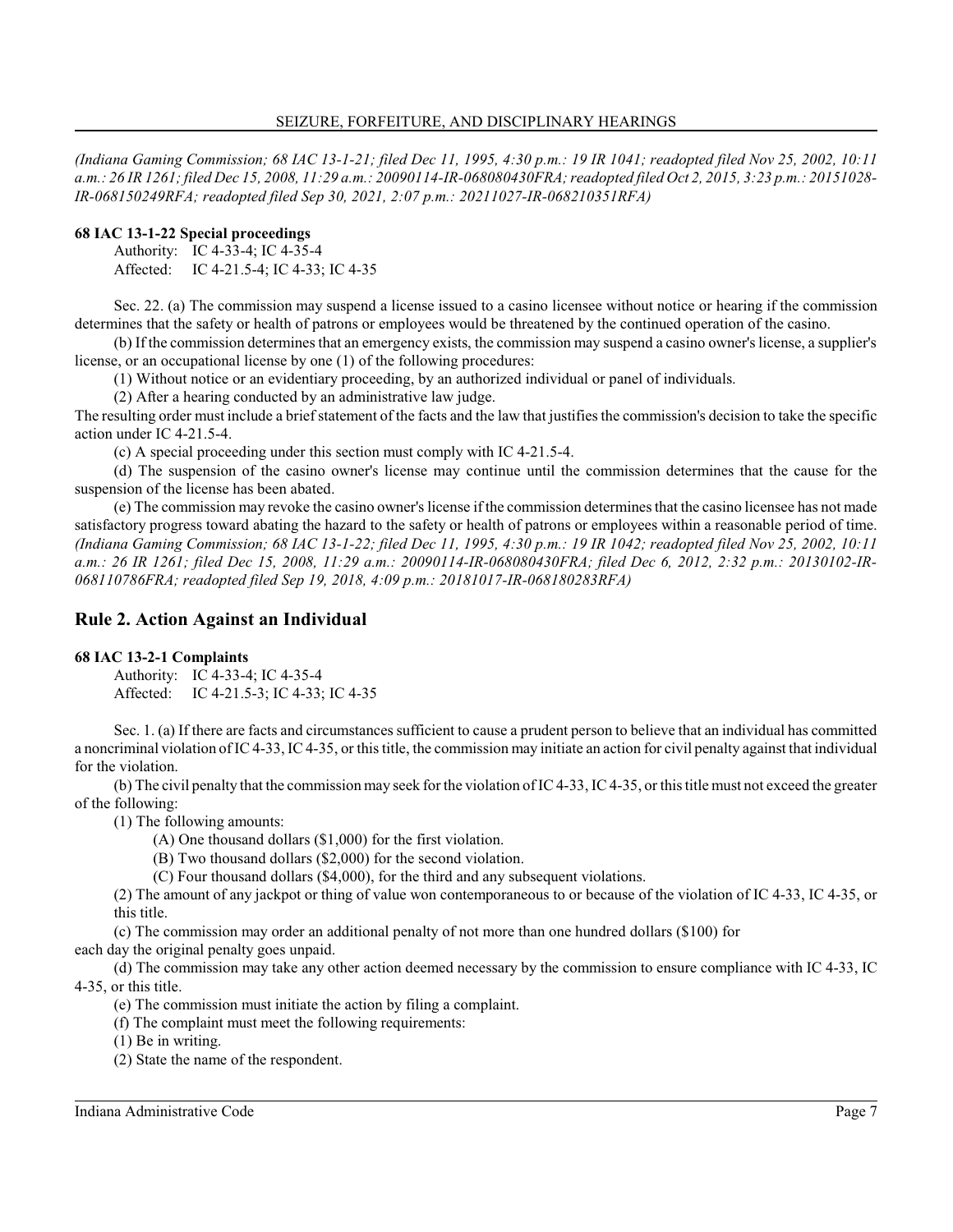*(Indiana Gaming Commission; 68 IAC 13-1-21; filed Dec 11, 1995, 4:30 p.m.: 19 IR 1041; readopted filed Nov 25, 2002, 10:11 a.m.: 26 IR 1261; filed Dec 15, 2008, 11:29 a.m.: 20090114-IR-068080430FRA; readopted filed Oct 2, 2015, 3:23 p.m.: 20151028-IR-068150249RFA; readopted filed Sep 30, 2021, 2:07 p.m.: 20211027-IR-068210351RFA)*

**68 IAC 13-1-22 Special proceedings**

Authority: IC 4-33-4; IC 4-35-4
Affected: IC 4-21.5-4; IC 4-33; IC 4-35

Sec. 22. (a) The commission may suspend a license issued to a casino licensee without notice or hearing if the commission determines that the safety or health of patrons or employees would be threatened by the continued operation of the casino.

(b) If the commission determines that an emergency exists, the commission may suspend a casino owner's license, a supplier's license, or an occupational license by one (1) of the following procedures:

(1) Without notice or an evidentiary proceeding, by an authorized individual or panel of individuals.

(2) After a hearing conducted by an administrative law judge.

The resulting order must include a brief statement of the facts and the law that justifies the commission's decision to take the specific action under IC 4-21.5-4.

(c) A special proceeding under this section must comply with IC 4-21.5-4.

(d) The suspension of the casino owner's license may continue until the commission determines that the cause for the suspension of the license has been abated.

(e) The commission may revoke the casino owner's license if the commission determines that the casino licensee has not made satisfactory progress toward abating the hazard to the safety or health of patrons or employees within a reasonable period of time. *(Indiana Gaming Commission; 68 IAC 13-1-22; filed Dec 11, 1995, 4:30 p.m.: 19 IR 1042; readopted filed Nov 25, 2002, 10:11 a.m.: 26 IR 1261; filed Dec 15, 2008, 11:29 a.m.: 20090114-IR-068080430FRA; filed Dec 6, 2012, 2:32 p.m.: 20130102-IR-068110786FRA; readopted filed Sep 19, 2018, 4:09 p.m.: 20181017-IR-068180283RFA)*

## Rule 2. Action Against an Individual

**68 IAC 13-2-1 Complaints**

Authority: IC 4-33-4; IC 4-35-4
Affected: IC 4-21.5-3; IC 4-33; IC 4-35

Sec. 1. (a) If there are facts and circumstances sufficient to cause a prudent person to believe that an individual has committed a noncriminal violation of IC 4-33, IC 4-35, or this title, the commission may initiate an action for civil penalty against that individual for the violation.

(b) The civil penalty that the commission may seek for the violation of IC 4-33, IC 4-35, or this title must not exceed the greater of the following:

(1) The following amounts:

(A) One thousand dollars ($1,000) for the first violation.

(B) Two thousand dollars ($2,000) for the second violation.

(C) Four thousand dollars ($4,000), for the third and any subsequent violations.

(2) The amount of any jackpot or thing of value won contemporaneous to or because of the violation of IC 4-33, IC 4-35, or this title.

(c) The commission may order an additional penalty of not more than one hundred dollars ($100) for each day the original penalty goes unpaid.

(d) The commission may take any other action deemed necessary by the commission to ensure compliance with IC 4-33, IC 4-35, or this title.

(e) The commission must initiate the action by filing a complaint.

(f) The complaint must meet the following requirements:

(1) Be in writing.

(2) State the name of the respondent.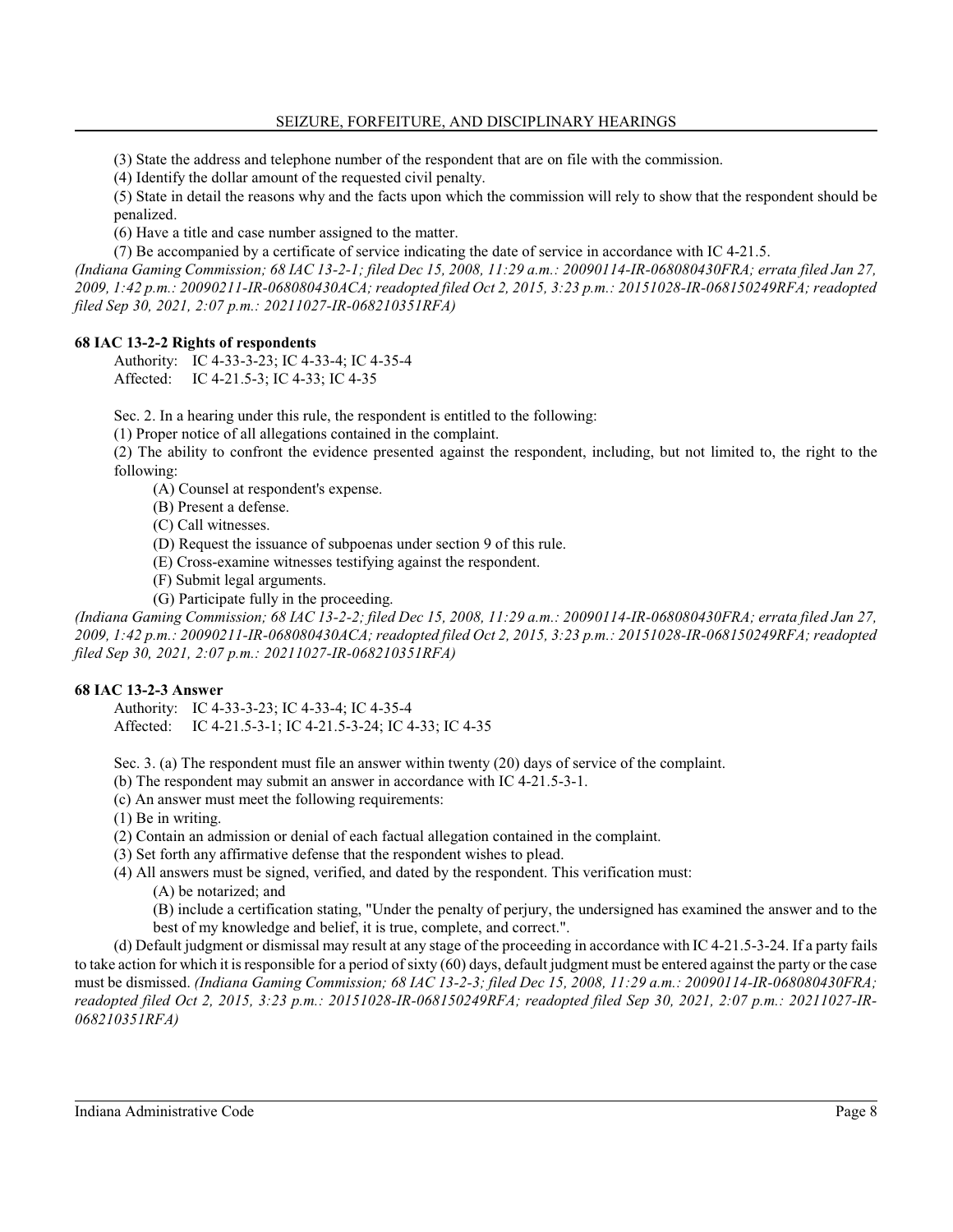(3) State the address and telephone number of the respondent that are on file with the commission.

(4) Identify the dollar amount of the requested civil penalty.

(5) State in detail the reasons why and the facts upon which the commission will rely to show that the respondent should be penalized.

(6) Have a title and case number assigned to the matter.

(7) Be accompanied by a certificate of service indicating the date of service in accordance with IC 4-21.5.

*(Indiana Gaming Commission; 68 IAC 13-2-1; filed Dec 15, 2008, 11:29 a.m.: 20090114-IR-068080430FRA; errata filed Jan 27, 2009, 1:42 p.m.: 20090211-IR-068080430ACA; readopted filed Oct 2, 2015, 3:23 p.m.: 20151028-IR-068150249RFA; readopted filed Sep 30, 2021, 2:07 p.m.: 20211027-IR-068210351RFA)*

### 68 IAC 13-2-2 Rights of respondents

Authority: IC 4-33-3-23; IC 4-33-4; IC 4-35-4
Affected: IC 4-21.5-3; IC 4-33; IC 4-35

Sec. 2. In a hearing under this rule, the respondent is entitled to the following:

(1) Proper notice of all allegations contained in the complaint.

(2) The ability to confront the evidence presented against the respondent, including, but not limited to, the right to the following:

- (A) Counsel at respondent's expense.
- (B) Present a defense.
- (C) Call witnesses.
- (D) Request the issuance of subpoenas under section 9 of this rule.
- (E) Cross-examine witnesses testifying against the respondent.
- (F) Submit legal arguments.
- (G) Participate fully in the proceeding.

*(Indiana Gaming Commission; 68 IAC 13-2-2; filed Dec 15, 2008, 11:29 a.m.: 20090114-IR-068080430FRA; errata filed Jan 27, 2009, 1:42 p.m.: 20090211-IR-068080430ACA; readopted filed Oct 2, 2015, 3:23 p.m.: 20151028-IR-068150249RFA; readopted filed Sep 30, 2021, 2:07 p.m.: 20211027-IR-068210351RFA)*

### 68 IAC 13-2-3 Answer

Authority: IC 4-33-3-23; IC 4-33-4; IC 4-35-4
Affected: IC 4-21.5-3-1; IC 4-21.5-3-24; IC 4-33; IC 4-35

Sec. 3. (a) The respondent must file an answer within twenty (20) days of service of the complaint.

(b) The respondent may submit an answer in accordance with IC 4-21.5-3-1.

(c) An answer must meet the following requirements:

(1) Be in writing.

(2) Contain an admission or denial of each factual allegation contained in the complaint.

(3) Set forth any affirmative defense that the respondent wishes to plead.

(4) All answers must be signed, verified, and dated by the respondent. This verification must:

- (A) be notarized; and
- (B) include a certification stating, "Under the penalty of perjury, the undersigned has examined the answer and to the best of my knowledge and belief, it is true, complete, and correct.".

(d) Default judgment or dismissal may result at any stage of the proceeding in accordance with IC 4-21.5-3-24. If a party fails to take action for which it is responsible for a period of sixty (60) days, default judgment must be entered against the party or the case must be dismissed. *(Indiana Gaming Commission; 68 IAC 13-2-3; filed Dec 15, 2008, 11:29 a.m.: 20090114-IR-068080430FRA; readopted filed Oct 2, 2015, 3:23 p.m.: 20151028-IR-068150249RFA; readopted filed Sep 30, 2021, 2:07 p.m.: 20211027-IR-068210351RFA)*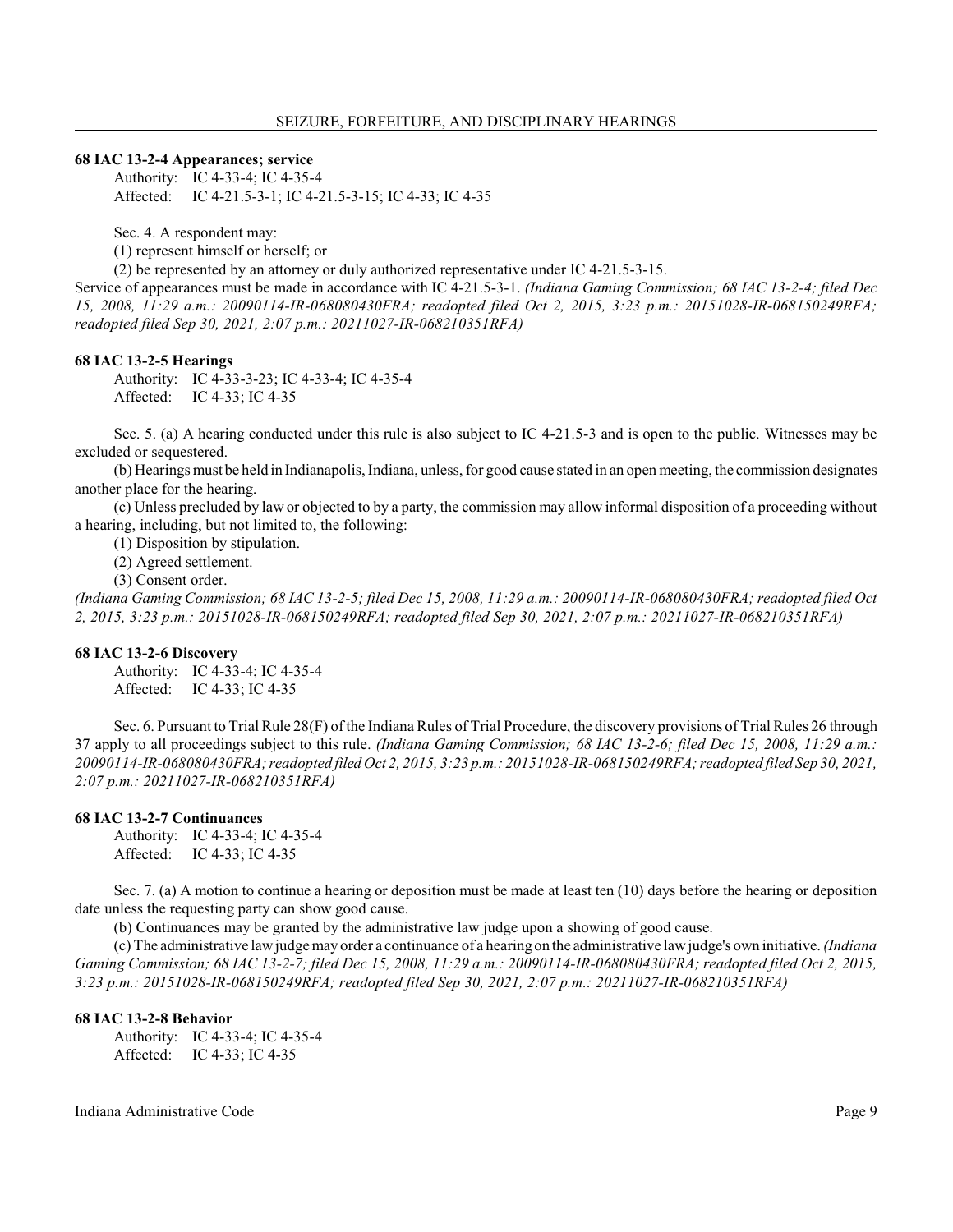### 68 IAC 13-2-4 Appearances; service

Authority: IC 4-33-4; IC 4-35-4
Affected: IC 4-21.5-3-1; IC 4-21.5-3-15; IC 4-33; IC 4-35

Sec. 4. A respondent may:

(1) represent himself or herself; or

(2) be represented by an attorney or duly authorized representative under IC 4-21.5-3-15.

Service of appearances must be made in accordance with IC 4-21.5-3-1. *(Indiana Gaming Commission; 68 IAC 13-2-4; filed Dec 15, 2008, 11:29 a.m.: 20090114-IR-068080430FRA; readopted filed Oct 2, 2015, 3:23 p.m.: 20151028-IR-068150249RFA; readopted filed Sep 30, 2021, 2:07 p.m.: 20211027-IR-068210351RFA)*

### 68 IAC 13-2-5 Hearings

Authority: IC 4-33-3-23; IC 4-33-4; IC 4-35-4
Affected: IC 4-33; IC 4-35

Sec. 5. (a) A hearing conducted under this rule is also subject to IC 4-21.5-3 and is open to the public. Witnesses may be excluded or sequestered.

(b) Hearings must be held in Indianapolis, Indiana, unless, for good cause stated in an open meeting, the commission designates another place for the hearing.

(c) Unless precluded by law or objected to by a party, the commission may allow informal disposition of a proceeding without a hearing, including, but not limited to, the following:

(1) Disposition by stipulation.

(2) Agreed settlement.

(3) Consent order.

*(Indiana Gaming Commission; 68 IAC 13-2-5; filed Dec 15, 2008, 11:29 a.m.: 20090114-IR-068080430FRA; readopted filed Oct 2, 2015, 3:23 p.m.: 20151028-IR-068150249RFA; readopted filed Sep 30, 2021, 2:07 p.m.: 20211027-IR-068210351RFA)*

### 68 IAC 13-2-6 Discovery

Authority: IC 4-33-4; IC 4-35-4
Affected: IC 4-33; IC 4-35

Sec. 6. Pursuant to Trial Rule 28(F) of the Indiana Rules of Trial Procedure, the discovery provisions of Trial Rules 26 through 37 apply to all proceedings subject to this rule. *(Indiana Gaming Commission; 68 IAC 13-2-6; filed Dec 15, 2008, 11:29 a.m.: 20090114-IR-068080430FRA; readopted filed Oct 2, 2015, 3:23 p.m.: 20151028-IR-068150249RFA; readopted filed Sep 30, 2021, 2:07 p.m.: 20211027-IR-068210351RFA)*

### 68 IAC 13-2-7 Continuances

Authority: IC 4-33-4; IC 4-35-4
Affected: IC 4-33; IC 4-35

Sec. 7. (a) A motion to continue a hearing or deposition must be made at least ten (10) days before the hearing or deposition date unless the requesting party can show good cause.

(b) Continuances may be granted by the administrative law judge upon a showing of good cause.

(c) The administrative law judge may order a continuance of a hearing on the administrative law judge's own initiative. *(Indiana Gaming Commission; 68 IAC 13-2-7; filed Dec 15, 2008, 11:29 a.m.: 20090114-IR-068080430FRA; readopted filed Oct 2, 2015, 3:23 p.m.: 20151028-IR-068150249RFA; readopted filed Sep 30, 2021, 2:07 p.m.: 20211027-IR-068210351RFA)*

### 68 IAC 13-2-8 Behavior

Authority: IC 4-33-4; IC 4-35-4
Affected: IC 4-33; IC 4-35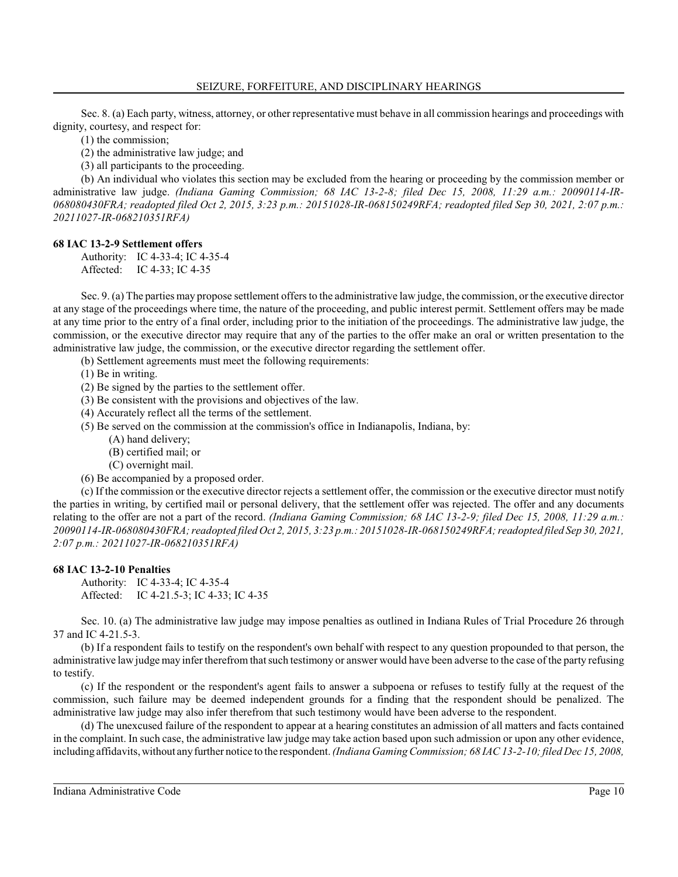Sec. 8. (a) Each party, witness, attorney, or other representative must behave in all commission hearings and proceedings with dignity, courtesy, and respect for:

(1) the commission;

(2) the administrative law judge; and

(3) all participants to the proceeding.

(b) An individual who violates this section may be excluded from the hearing or proceeding by the commission member or administrative law judge. *(Indiana Gaming Commission; 68 IAC 13-2-8; filed Dec 15, 2008, 11:29 a.m.: 20090114-IR-068080430FRA; readopted filed Oct 2, 2015, 3:23 p.m.: 20151028-IR-068150249RFA; readopted filed Sep 30, 2021, 2:07 p.m.: 20211027-IR-068210351RFA)*

**68 IAC 13-2-9 Settlement offers**

Authority: IC 4-33-4; IC 4-35-4
Affected: IC 4-33; IC 4-35

Sec. 9. (a) The parties may propose settlement offers to the administrative law judge, the commission, or the executive director at any stage of the proceedings where time, the nature of the proceeding, and public interest permit. Settlement offers may be made at any time prior to the entry of a final order, including prior to the initiation of the proceedings. The administrative law judge, the commission, or the executive director may require that any of the parties to the offer make an oral or written presentation to the administrative law judge, the commission, or the executive director regarding the settlement offer.

(b) Settlement agreements must meet the following requirements:

(1) Be in writing.

(2) Be signed by the parties to the settlement offer.

(3) Be consistent with the provisions and objectives of the law.

(4) Accurately reflect all the terms of the settlement.

(5) Be served on the commission at the commission's office in Indianapolis, Indiana, by:

(A) hand delivery;

(B) certified mail; or

(C) overnight mail.

(6) Be accompanied by a proposed order.

(c) If the commission or the executive director rejects a settlement offer, the commission or the executive director must notify the parties in writing, by certified mail or personal delivery, that the settlement offer was rejected. The offer and any documents relating to the offer are not a part of the record. *(Indiana Gaming Commission; 68 IAC 13-2-9; filed Dec 15, 2008, 11:29 a.m.: 20090114-IR-068080430FRA; readopted filed Oct 2, 2015, 3:23 p.m.: 20151028-IR-068150249RFA; readopted filed Sep 30, 2021, 2:07 p.m.: 20211027-IR-068210351RFA)*

**68 IAC 13-2-10 Penalties**

Authority: IC 4-33-4; IC 4-35-4
Affected: IC 4-21.5-3; IC 4-33; IC 4-35

Sec. 10. (a) The administrative law judge may impose penalties as outlined in Indiana Rules of Trial Procedure 26 through 37 and IC 4-21.5-3.

(b) If a respondent fails to testify on the respondent's own behalf with respect to any question propounded to that person, the administrative law judge may infer therefrom that such testimony or answer would have been adverse to the case of the party refusing to testify.

(c) If the respondent or the respondent's agent fails to answer a subpoena or refuses to testify fully at the request of the commission, such failure may be deemed independent grounds for a finding that the respondent should be penalized. The administrative law judge may also infer therefrom that such testimony would have been adverse to the respondent.

(d) The unexcused failure of the respondent to appear at a hearing constitutes an admission of all matters and facts contained in the complaint. In such case, the administrative law judge may take action based upon such admission or upon any other evidence, including affidavits, without any further notice to the respondent. *(Indiana Gaming Commission; 68 IAC 13-2-10; filed Dec 15, 2008,*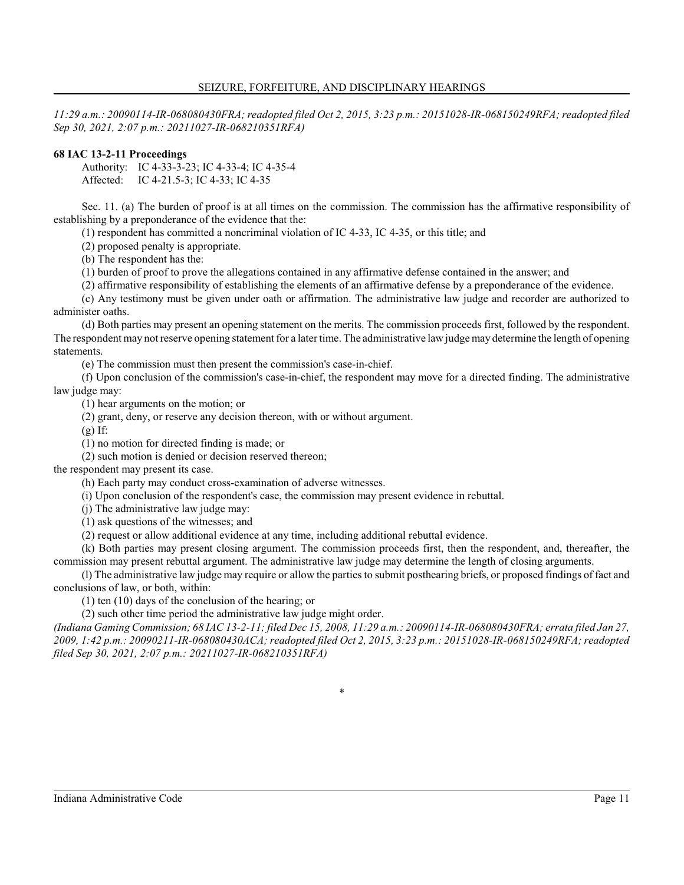*11:29 a.m.: 20090114-IR-068080430FRA; readopted filed Oct 2, 2015, 3:23 p.m.: 20151028-IR-068150249RFA; readopted filed Sep 30, 2021, 2:07 p.m.: 20211027-IR-068210351RFA)*

**68 IAC 13-2-11 Proceedings**

Authority: IC 4-33-3-23; IC 4-33-4; IC 4-35-4
Affected: IC 4-21.5-3; IC 4-33; IC 4-35

Sec. 11. (a) The burden of proof is at all times on the commission. The commission has the affirmative responsibility of establishing by a preponderance of the evidence that the:

(1) respondent has committed a noncriminal violation of IC 4-33, IC 4-35, or this title; and

(2) proposed penalty is appropriate.

(b) The respondent has the:

(1) burden of proof to prove the allegations contained in any affirmative defense contained in the answer; and

(2) affirmative responsibility of establishing the elements of an affirmative defense by a preponderance of the evidence.

(c) Any testimony must be given under oath or affirmation. The administrative law judge and recorder are authorized to administer oaths.

(d) Both parties may present an opening statement on the merits. The commission proceeds first, followed by the respondent. The respondent may not reserve opening statement for a later time. The administrative law judge may determine the length of opening statements.

(e) The commission must then present the commission's case-in-chief.

(f) Upon conclusion of the commission's case-in-chief, the respondent may move for a directed finding. The administrative law judge may:

(1) hear arguments on the motion; or

(2) grant, deny, or reserve any decision thereon, with or without argument.

(g) If:

(1) no motion for directed finding is made; or

(2) such motion is denied or decision reserved thereon;

the respondent may present its case.

(h) Each party may conduct cross-examination of adverse witnesses.

(i) Upon conclusion of the respondent's case, the commission may present evidence in rebuttal.

(j) The administrative law judge may:

(1) ask questions of the witnesses; and

(2) request or allow additional evidence at any time, including additional rebuttal evidence.

(k) Both parties may present closing argument. The commission proceeds first, then the respondent, and, thereafter, the commission may present rebuttal argument. The administrative law judge may determine the length of closing arguments.

(l) The administrative law judge may require or allow the parties to submit posthearing briefs, or proposed findings of fact and conclusions of law, or both, within:

(1) ten (10) days of the conclusion of the hearing; or

(2) such other time period the administrative law judge might order.

*(Indiana Gaming Commission; 68 IAC 13-2-11; filed Dec 15, 2008, 11:29 a.m.: 20090114-IR-068080430FRA; errata filed Jan 27, 2009, 1:42 p.m.: 20090211-IR-068080430ACA; readopted filed Oct 2, 2015, 3:23 p.m.: 20151028-IR-068150249RFA; readopted filed Sep 30, 2021, 2:07 p.m.: 20211027-IR-068210351RFA)*

*